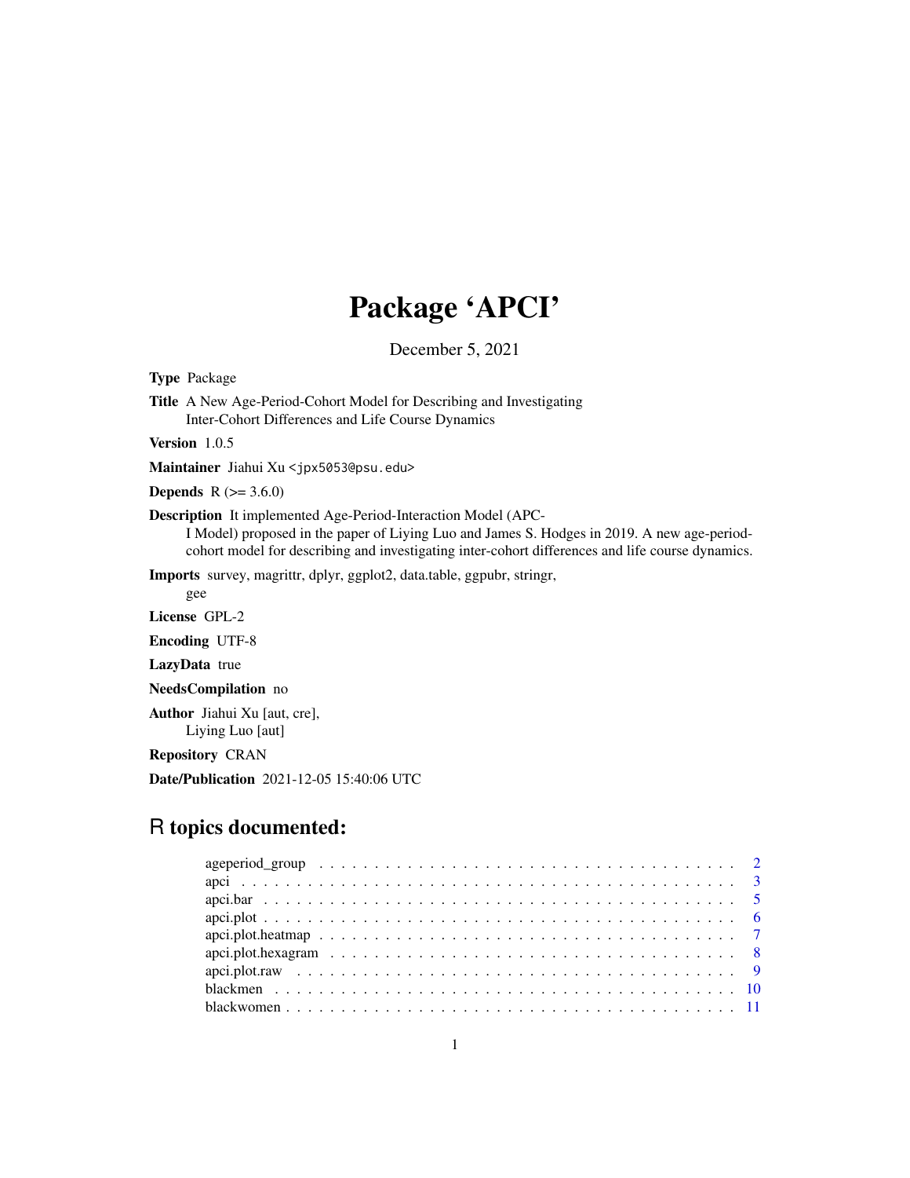# Package 'APCI'

December 5, 2021

**Type** Package

**Title** A New Age-Period-Cohort Model for Describing and Investigating Inter-Cohort Differences and Life Course Dynamics

**Version** 1.0.5

**Maintainer** Jiahui Xu <jpx5053@psu.edu>

**Depends** R (>= 3.6.0)

**Description** It implemented Age-Period-Interaction Model (APC-I Model) proposed in the paper of Liying Luo and James S. Hodges in 2019. A new age-period-cohort model for describing and investigating inter-cohort differences and life course dynamics.

**Imports** survey, magrittr, dplyr, ggplot2, data.table, ggpubr, stringr, gee

**License** GPL-2

**Encoding** UTF-8

**LazyData** true

**NeedsCompilation** no

**Author** Jiahui Xu [aut, cre], Liying Luo [aut]

**Repository** CRAN

**Date/Publication** 2021-12-05 15:40:06 UTC

## R topics documented:

| | |
|---|---|
| ageperiod_group | 2 |
| apci | 3 |
| apci.bar | 5 |
| apci.plot | 6 |
| apci.plot.heatmap | 7 |
| apci.plot.hexagram | 8 |
| apci.plot.raw | 9 |
| blackmen | 10 |
| blackwomen | 11 |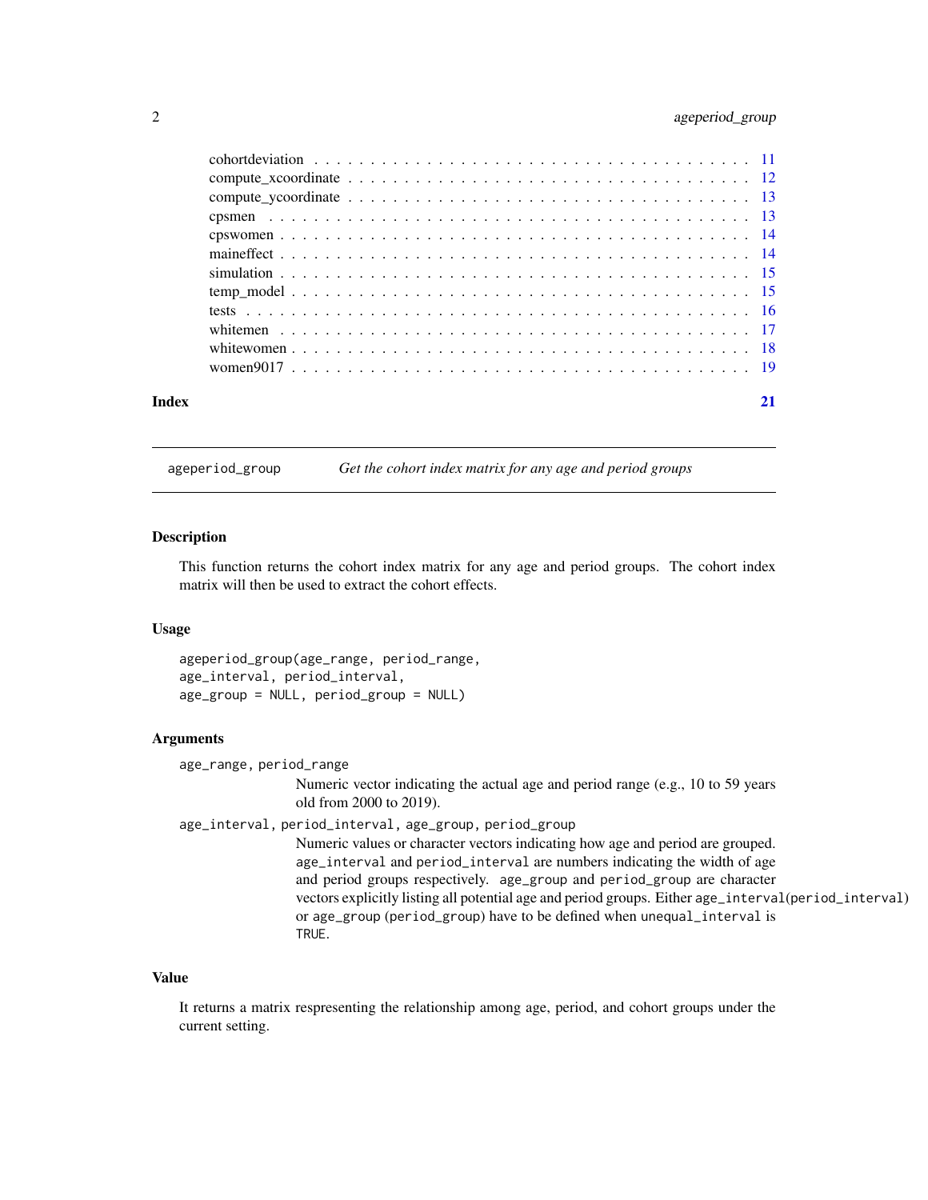cohortdeviation . . . . . . . . . . . . . . . . . . . . . . . . . . . . . . . . . . . . . 11
compute_xcoordinate . . . . . . . . . . . . . . . . . . . . . . . . . . . . . . . . . . 12
compute_ycoordinate . . . . . . . . . . . . . . . . . . . . . . . . . . . . . . . . . . 13
cpsmen . . . . . . . . . . . . . . . . . . . . . . . . . . . . . . . . . . . . . . . . . 13
cpswomen . . . . . . . . . . . . . . . . . . . . . . . . . . . . . . . . . . . . . . . 14
maineffect . . . . . . . . . . . . . . . . . . . . . . . . . . . . . . . . . . . . . . . 14
simulation . . . . . . . . . . . . . . . . . . . . . . . . . . . . . . . . . . . . . . . 15
temp_model . . . . . . . . . . . . . . . . . . . . . . . . . . . . . . . . . . . . . . 15
tests . . . . . . . . . . . . . . . . . . . . . . . . . . . . . . . . . . . . . . . . . . 16
whitemen . . . . . . . . . . . . . . . . . . . . . . . . . . . . . . . . . . . . . . . 17
whitewomen . . . . . . . . . . . . . . . . . . . . . . . . . . . . . . . . . . . . . 18
women9017 . . . . . . . . . . . . . . . . . . . . . . . . . . . . . . . . . . . . . . 19

**Index** 21

---

## ageperiod_group — *Get the cohort index matrix for any age and period groups*

### Description

This function returns the cohort index matrix for any age and period groups. The cohort index matrix will then be used to extract the cohort effects.

### Usage

```
ageperiod_group(age_range, period_range,
age_interval, period_interval,
age_group = NULL, period_group = NULL)
```

### Arguments

`age_range, period_range`
: Numeric vector indicating the actual age and period range (e.g., 10 to 59 years old from 2000 to 2019).

`age_interval, period_interval, age_group, period_group`
: Numeric values or character vectors indicating how age and period are grouped. `age_interval` and `period_interval` are numbers indicating the width of age and period groups respectively. `age_group` and `period_group` are character vectors explicitly listing all potential age and period groups. Either `age_interval(period_interval)` or `age_group (period_group)` have to be defined when `unequal_interval` is `TRUE`.

### Value

It returns a matrix respresenting the relationship among age, period, and cohort groups under the current setting.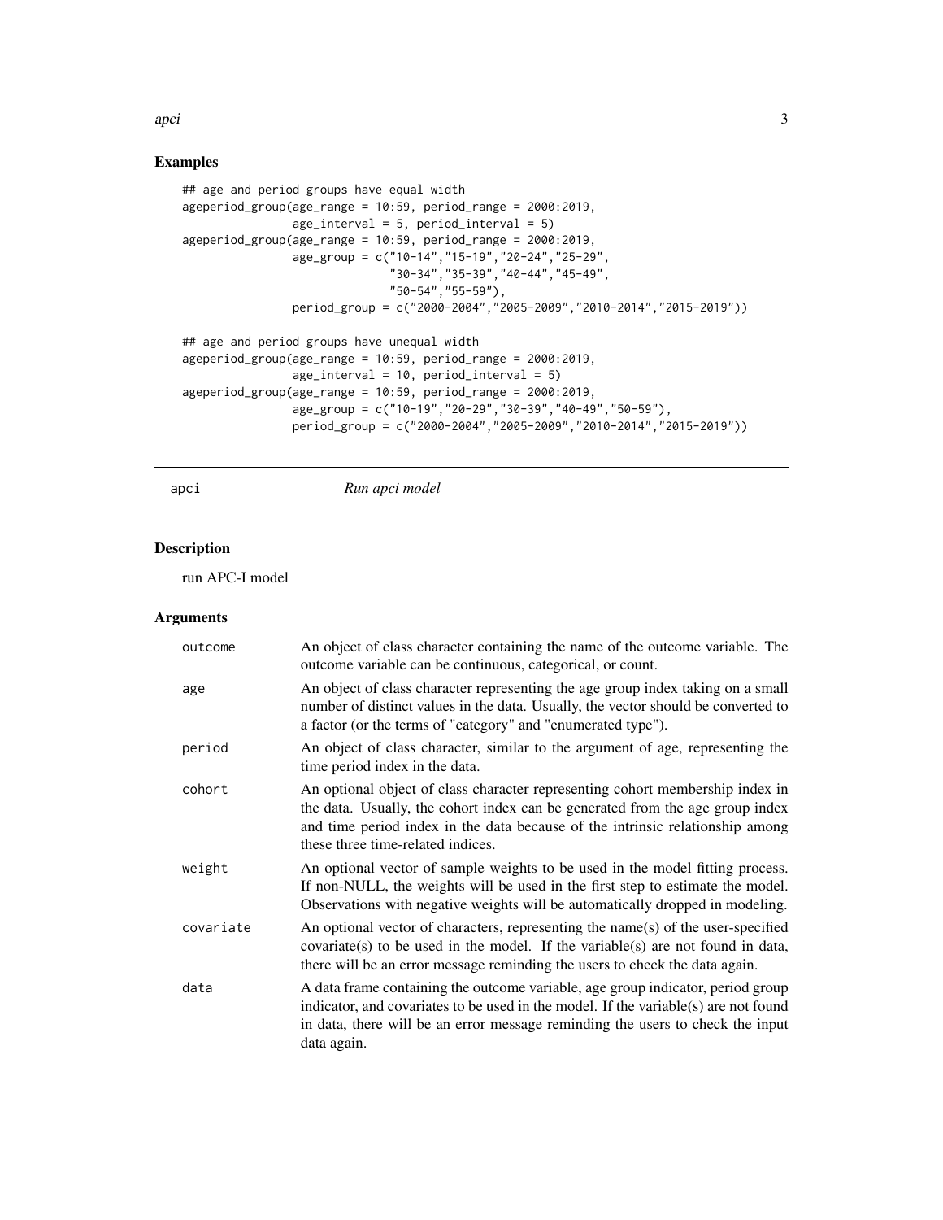## Examples

```
## age and period groups have equal width
ageperiod_group(age_range = 10:59, period_range = 2000:2019,
                age_interval = 5, period_interval = 5)
ageperiod_group(age_range = 10:59, period_range = 2000:2019,
                age_group = c("10-14","15-19","20-24","25-29",
                              "30-34","35-39","40-44","45-49",
                              "50-54","55-59"),
                period_group = c("2000-2004","2005-2009","2010-2014","2015-2019"))

## age and period groups have unequal width
ageperiod_group(age_range = 10:59, period_range = 2000:2019,
                age_interval = 10, period_interval = 5)
ageperiod_group(age_range = 10:59, period_range = 2000:2019,
                age_group = c("10-19","20-29","30-39","40-49","50-59"),
                period_group = c("2000-2004","2005-2009","2010-2014","2015-2019"))
```

---

# apci *Run apci model*

---

## Description

run APC-I model

## Arguments

| | |
|---|---|
| outcome | An object of class character containing the name of the outcome variable. The outcome variable can be continuous, categorical, or count. |
| age | An object of class character representing the age group index taking on a small number of distinct values in the data. Usually, the vector should be converted to a factor (or the terms of "category" and "enumerated type"). |
| period | An object of class character, similar to the argument of age, representing the time period index in the data. |
| cohort | An optional object of class character representing cohort membership index in the data. Usually, the cohort index can be generated from the age group index and time period index in the data because of the intrinsic relationship among these three time-related indices. |
| weight | An optional vector of sample weights to be used in the model fitting process. If non-NULL, the weights will be used in the first step to estimate the model. Observations with negative weights will be automatically dropped in modeling. |
| covariate | An optional vector of characters, representing the name(s) of the user-specified covariate(s) to be used in the model. If the variable(s) are not found in data, there will be an error message reminding the users to check the data again. |
| data | A data frame containing the outcome variable, age group indicator, period group indicator, and covariates to be used in the model. If the variable(s) are not found in data, there will be an error message reminding the users to check the input data again. |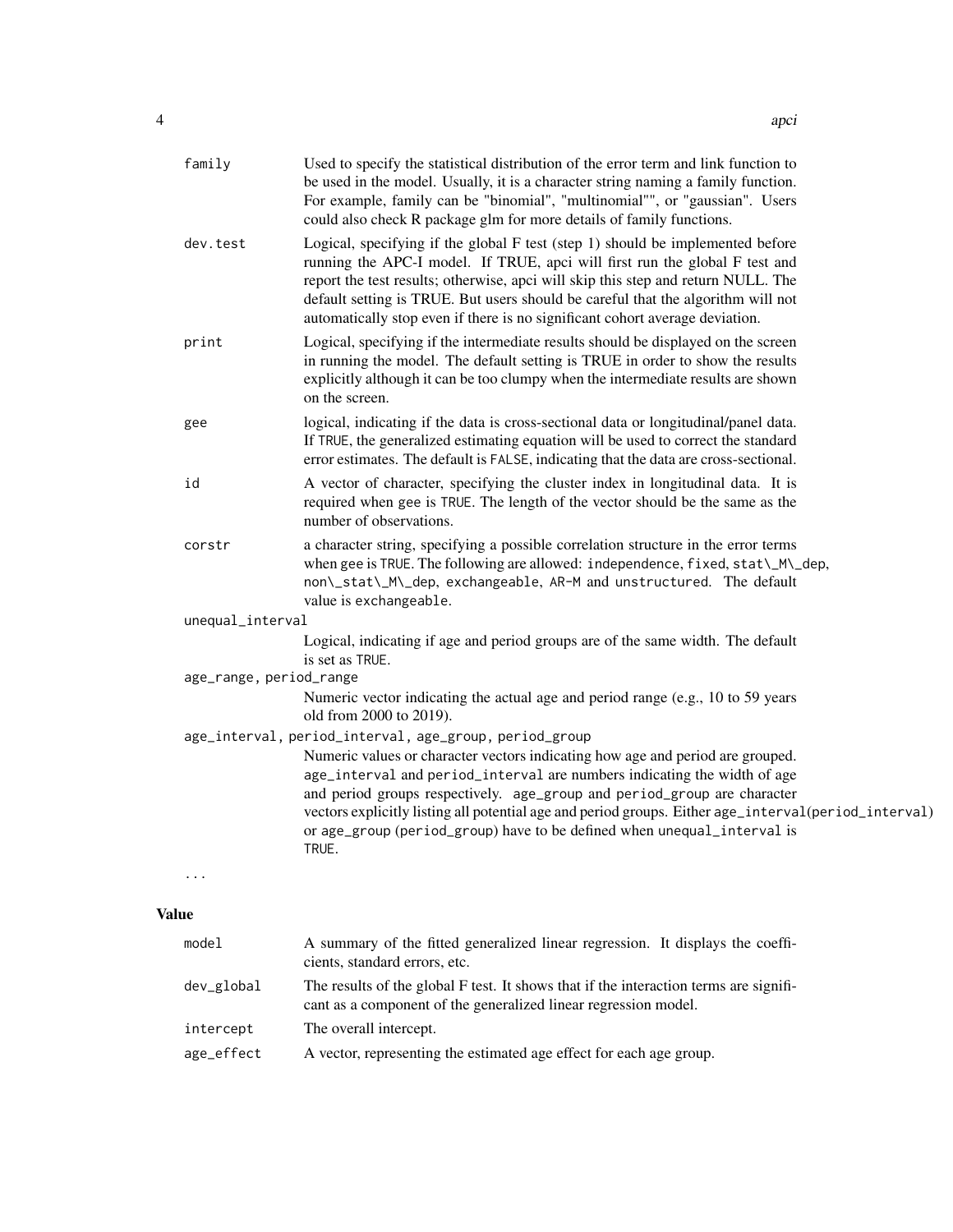| | |
|---|---|
| `family` | Used to specify the statistical distribution of the error term and link function to be used in the model. Usually, it is a character string naming a family function. For example, family can be "binomial", "multinomial"", or "gaussian". Users could also check R package glm for more details of family functions. |
| `dev.test` | Logical, specifying if the global F test (step 1) should be implemented before running the APC-I model. If TRUE, apci will first run the global F test and report the test results; otherwise, apci will skip this step and return NULL. The default setting is TRUE. But users should be careful that the algorithm will not automatically stop even if there is no significant cohort average deviation. |
| `print` | Logical, specifying if the intermediate results should be displayed on the screen in running the model. The default setting is TRUE in order to show the results explicitly although it can be too clumpy when the intermediate results are shown on the screen. |
| `gee` | logical, indicating if the data is cross-sectional data or longitudinal/panel data. If `TRUE`, the generalized estimating equation will be used to correct the standard error estimates. The default is `FALSE`, indicating that the data are cross-sectional. |
| `id` | A vector of character, specifying the cluster index in longitudinal data. It is required when gee is `TRUE`. The length of the vector should be the same as the number of observations. |
| `corstr` | a character string, specifying a possible correlation structure in the error terms when gee is `TRUE`. The following are allowed: `independence`, `fixed`, `stat\_M\_dep`, `non\_stat\_M\_dep`, `exchangeable`, `AR-M` and `unstructured`. The default value is `exchangeable`. |
| `unequal_interval` | Logical, indicating if age and period groups are of the same width. The default is set as `TRUE`. |
| `age_range, period_range` | Numeric vector indicating the actual age and period range (e.g., 10 to 59 years old from 2000 to 2019). |
| `age_interval, period_interval, age_group, period_group` | Numeric values or character vectors indicating how age and period are grouped. `age_interval` and `period_interval` are numbers indicating the width of age and period groups respectively. `age_group` and `period_group` are character vectors explicitly listing all potential age and period groups. Either `age_interval(period_interval)` or `age_group (period_group)` have to be defined when `unequal_interval` is `TRUE`. |
| `...` | |

## Value

| | |
|---|---|
| `model` | A summary of the fitted generalized linear regression. It displays the coefficients, standard errors, etc. |
| `dev_global` | The results of the global F test. It shows that if the interaction terms are significant as a component of the generalized linear regression model. |
| `intercept` | The overall intercept. |
| `age_effect` | A vector, representing the estimated age effect for each age group. |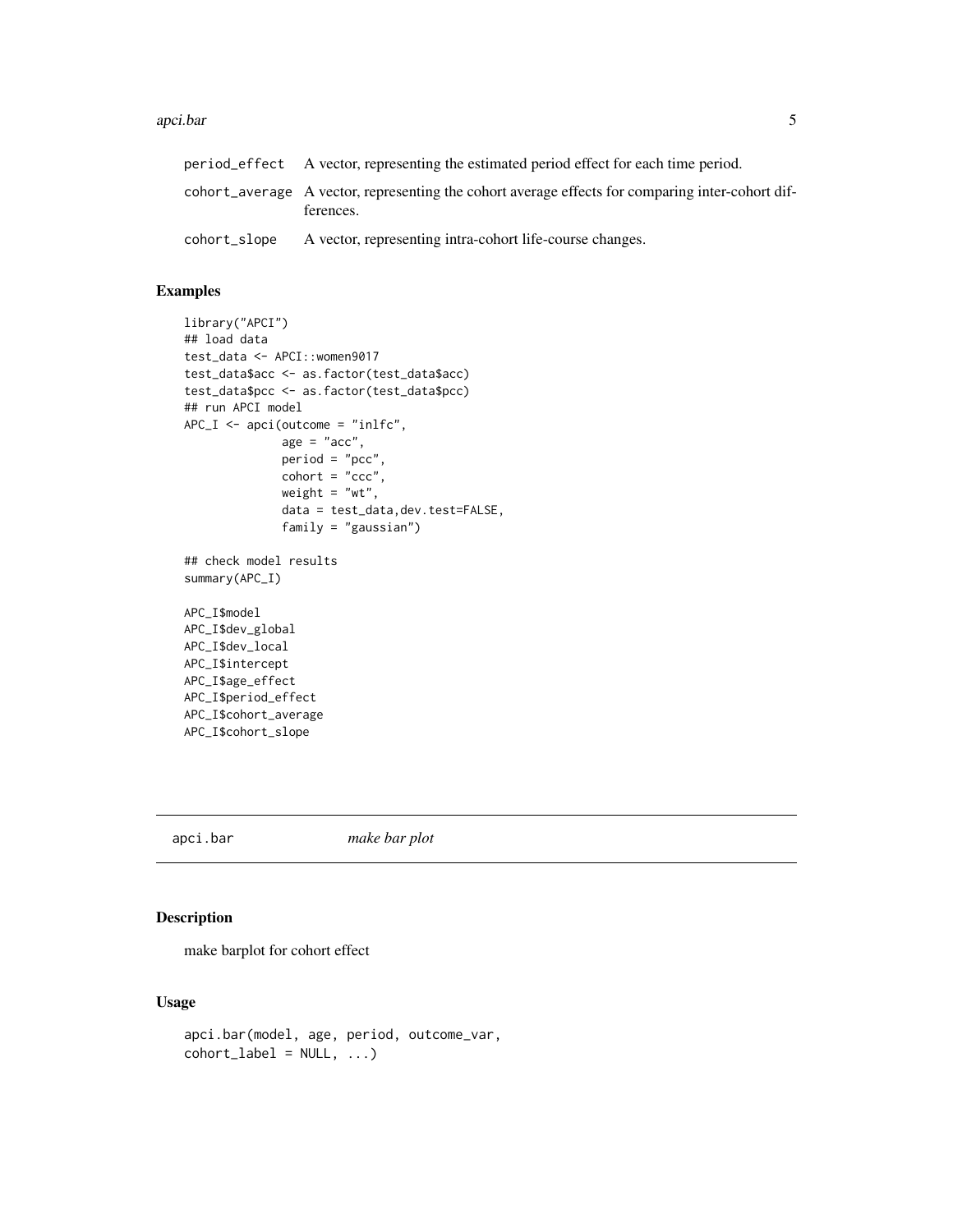| | |
|---|---|
| period_effect | A vector, representing the estimated period effect for each time period. |
| cohort_average | A vector, representing the cohort average effects for comparing inter-cohort differences. |
| cohort_slope | A vector, representing intra-cohort life-course changes. |

## Examples

```
library("APCI")
## load data
test_data <- APCI::women9017
test_data$acc <- as.factor(test_data$acc)
test_data$pcc <- as.factor(test_data$pcc)
## run APCI model
APC_I <- apci(outcome = "inlfc",
              age = "acc",
              period = "pcc",
              cohort = "ccc",
              weight = "wt",
              data = test_data,dev.test=FALSE,
              family = "gaussian")

## check model results
summary(APC_I)

APC_I$model
APC_I$dev_global
APC_I$dev_local
APC_I$intercept
APC_I$age_effect
APC_I$period_effect
APC_I$cohort_average
APC_I$cohort_slope
```

---

# apci.bar *make bar plot*

## Description

make barplot for cohort effect

## Usage

```
apci.bar(model, age, period, outcome_var,
cohort_label = NULL, ...)
```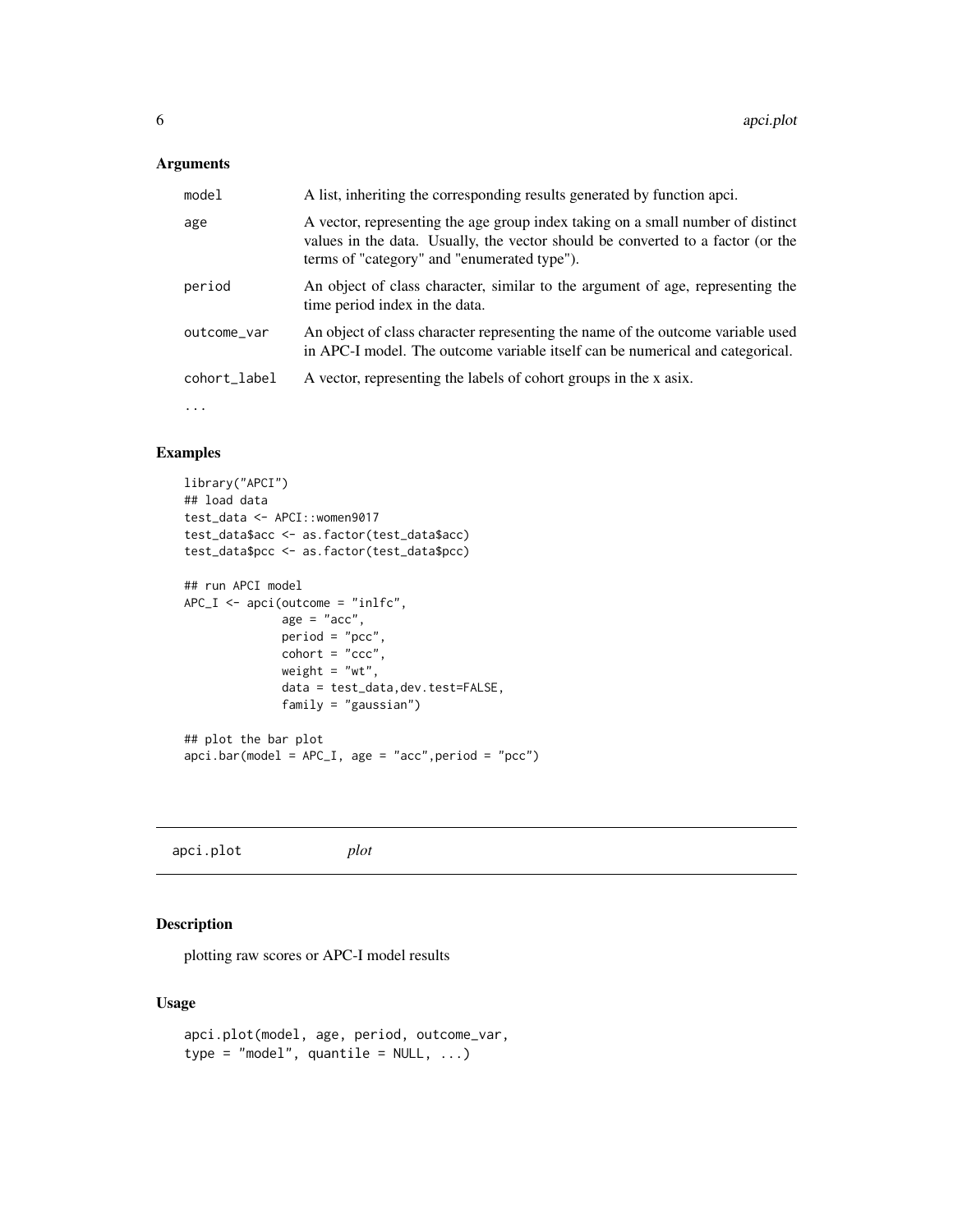### Arguments

| | |
|---|---|
| model | A list, inheriting the corresponding results generated by function apci. |
| age | A vector, representing the age group index taking on a small number of distinct values in the data. Usually, the vector should be converted to a factor (or the terms of "category" and "enumerated type"). |
| period | An object of class character, similar to the argument of age, representing the time period index in the data. |
| outcome_var | An object of class character representing the name of the outcome variable used in APC-I model. The outcome variable itself can be numerical and categorical. |
| cohort_label | A vector, representing the labels of cohort groups in the x asix. |
| ... | |

### Examples

```
library("APCI")
## load data
test_data <- APCI::women9017
test_data$acc <- as.factor(test_data$acc)
test_data$pcc <- as.factor(test_data$pcc)

## run APCI model
APC_I <- apci(outcome = "inlfc",
              age = "acc",
              period = "pcc",
              cohort = "ccc",
              weight = "wt",
              data = test_data,dev.test=FALSE,
              family = "gaussian")

## plot the bar plot
apci.bar(model = APC_I, age = "acc",period = "pcc")
```

---

## apci.plot *plot*

---

### Description

plotting raw scores or APC-I model results

### Usage

```
apci.plot(model, age, period, outcome_var,
type = "model", quantile = NULL, ...)
```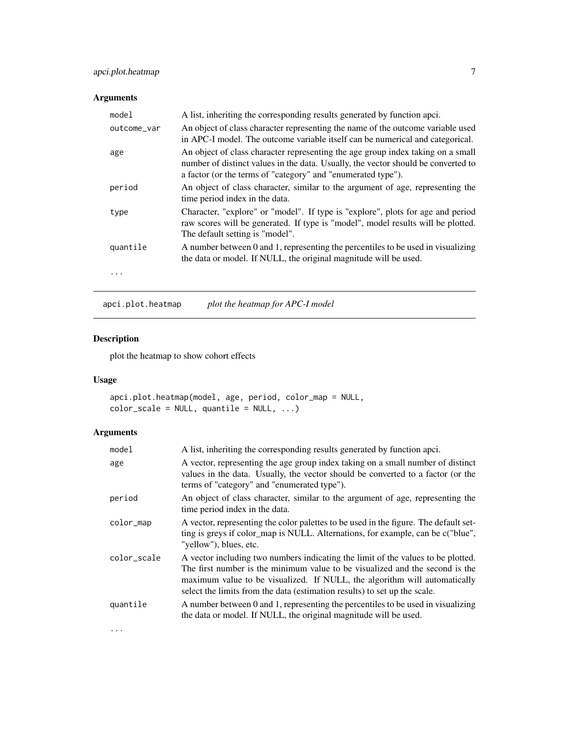### Arguments

| | |
|---|---|
| model | A list, inheriting the corresponding results generated by function apci. |
| outcome_var | An object of class character representing the name of the outcome variable used in APC-I model. The outcome variable itself can be numerical and categorical. |
| age | An object of class character representing the age group index taking on a small number of distinct values in the data. Usually, the vector should be converted to a factor (or the terms of "category" and "enumerated type"). |
| period | An object of class character, similar to the argument of age, representing the time period index in the data. |
| type | Character, "explore" or "model". If type is "explore", plots for age and period raw scores will be generated. If type is "model", model results will be plotted. The default setting is "model". |
| quantile | A number between 0 and 1, representing the percentiles to be used in visualizing the data or model. If NULL, the original magnitude will be used. |
| ... | |

## apci.plot.heatmap *plot the heatmap for APC-I model*

### Description

plot the heatmap to show cohort effects

### Usage

```
apci.plot.heatmap(model, age, period, color_map = NULL,
color_scale = NULL, quantile = NULL, ...)
```

### Arguments

| | |
|---|---|
| model | A list, inheriting the corresponding results generated by function apci. |
| age | A vector, representing the age group index taking on a small number of distinct values in the data. Usually, the vector should be converted to a factor (or the terms of "category" and "enumerated type"). |
| period | An object of class character, similar to the argument of age, representing the time period index in the data. |
| color_map | A vector, representing the color palettes to be used in the figure. The default setting is greys if color_map is NULL. Alternations, for example, can be c("blue", "yellow"), blues, etc. |
| color_scale | A vector including two numbers indicating the limit of the values to be plotted. The first number is the minimum value to be visualized and the second is the maximum value to be visualized. If NULL, the algorithm will automatically select the limits from the data (estimation results) to set up the scale. |
| quantile | A number between 0 and 1, representing the percentiles to be used in visualizing the data or model. If NULL, the original magnitude will be used. |
| ... | |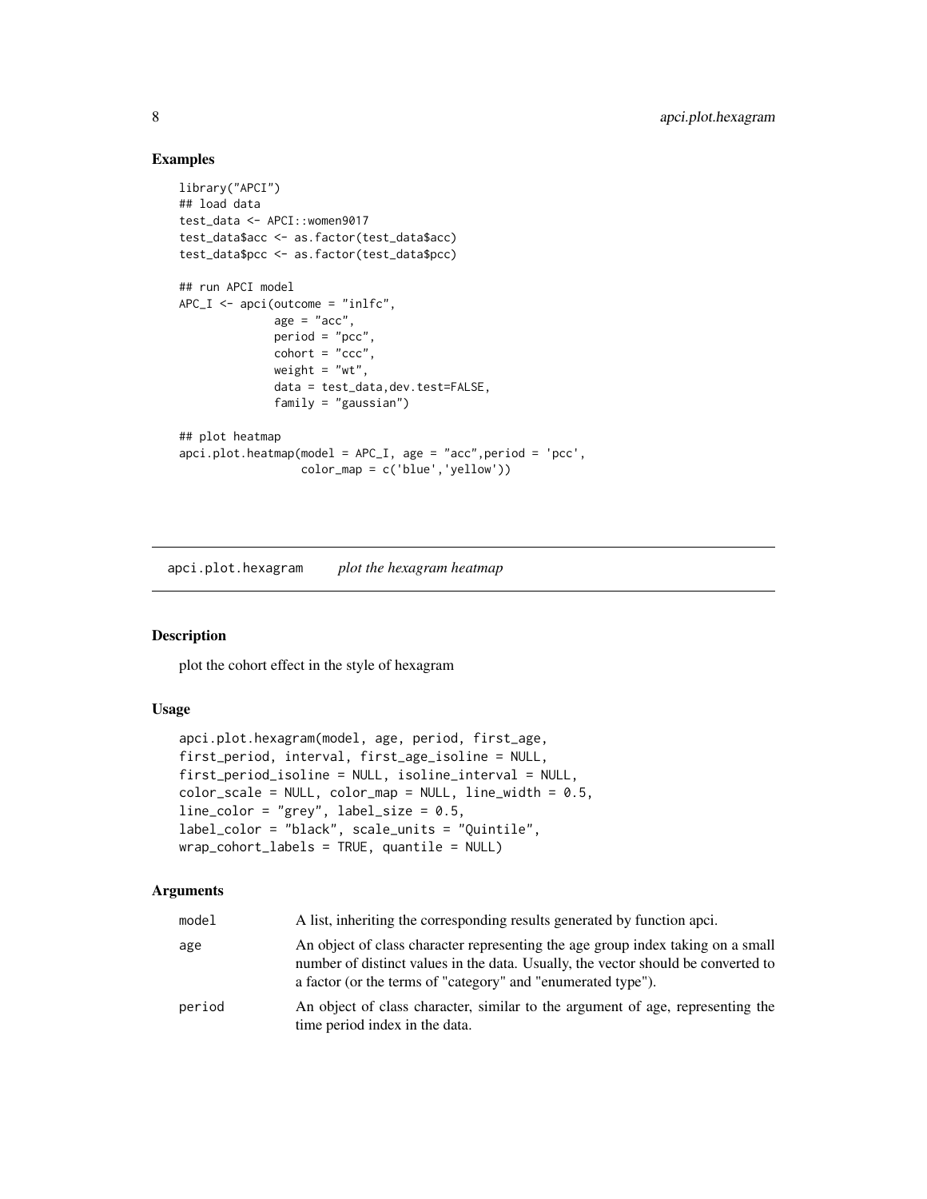## Examples

```
library("APCI")
## load data
test_data <- APCI::women9017
test_data$acc <- as.factor(test_data$acc)
test_data$pcc <- as.factor(test_data$pcc)

## run APCI model
APC_I <- apci(outcome = "inlfc",
              age = "acc",
              period = "pcc",
              cohort = "ccc",
              weight = "wt",
              data = test_data,dev.test=FALSE,
              family = "gaussian")

## plot heatmap
apci.plot.heatmap(model = APC_I, age = "acc",period = 'pcc',
                  color_map = c('blue','yellow'))
```

---

## apci.plot.hexagram *plot the hexagram heatmap*

### Description

plot the cohort effect in the style of hexagram

### Usage

```
apci.plot.hexagram(model, age, period, first_age,
first_period, interval, first_age_isoline = NULL,
first_period_isoline = NULL, isoline_interval = NULL,
color_scale = NULL, color_map = NULL, line_width = 0.5,
line_color = "grey", label_size = 0.5,
label_color = "black", scale_units = "Quintile",
wrap_cohort_labels = TRUE, quantile = NULL)
```

### Arguments

| | |
|---|---|
| model | A list, inheriting the corresponding results generated by function apci. |
| age | An object of class character representing the age group index taking on a small number of distinct values in the data. Usually, the vector should be converted to a factor (or the terms of "category" and "enumerated type"). |
| period | An object of class character, similar to the argument of age, representing the time period index in the data. |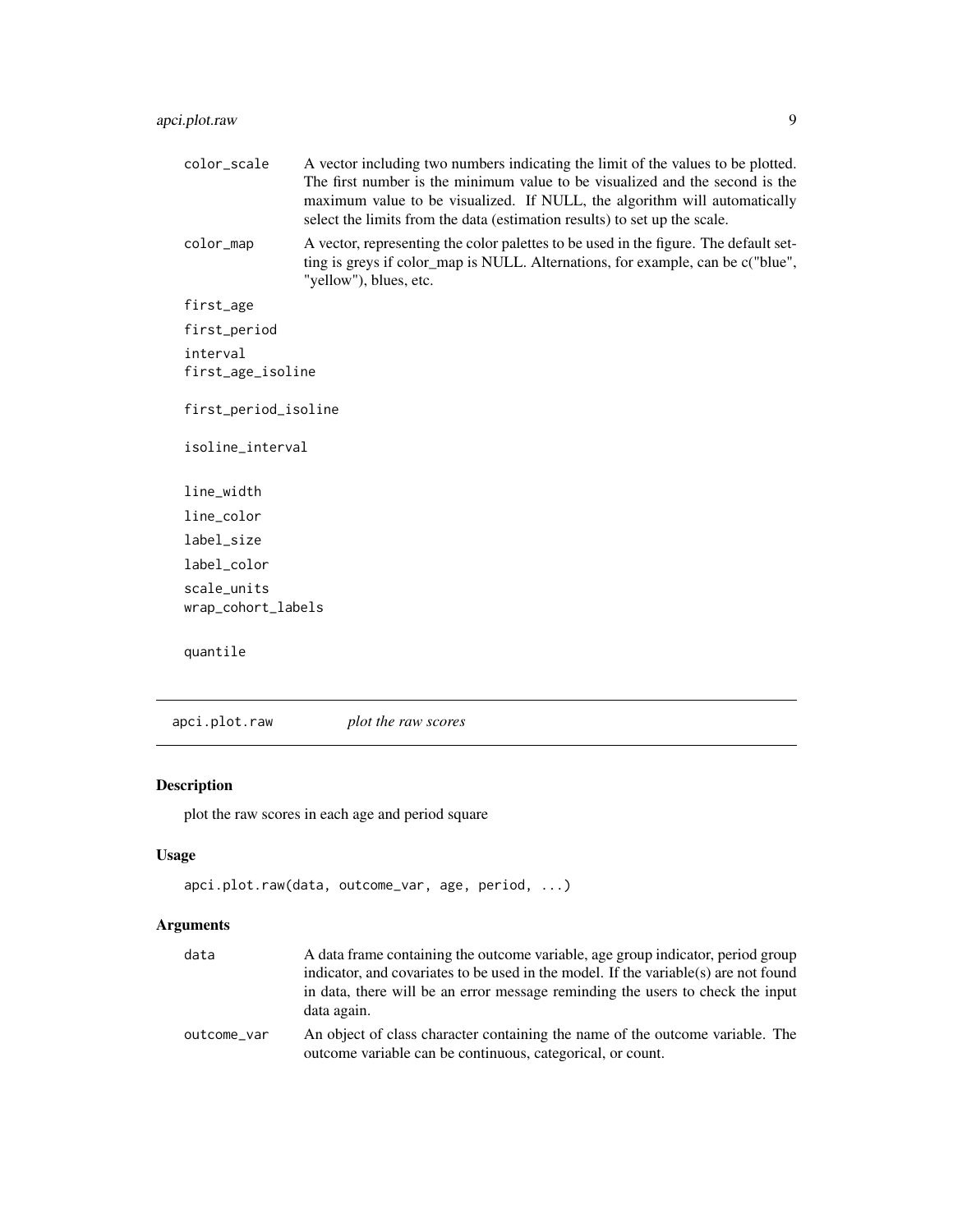| | |
|---|---|
| color_scale | A vector including two numbers indicating the limit of the values to be plotted. The first number is the minimum value to be visualized and the second is the maximum value to be visualized. If NULL, the algorithm will automatically select the limits from the data (estimation results) to set up the scale. |
| color_map | A vector, representing the color palettes to be used in the figure. The default setting is greys if color_map is NULL. Alternations, for example, can be c("blue", "yellow"), blues, etc. |
| first_age | |
| first_period | |
| interval | |
| first_age_isoline | |
| first_period_isoline | |
| isoline_interval | |
| line_width | |
| line_color | |
| label_size | |
| label_color | |
| scale_units | |
| wrap_cohort_labels | |
| quantile | |

---

## apci.plot.raw — *plot the raw scores*

### Description

plot the raw scores in each age and period square

### Usage

```
apci.plot.raw(data, outcome_var, age, period, ...)
```

### Arguments

| | |
|---|---|
| data | A data frame containing the outcome variable, age group indicator, period group indicator, and covariates to be used in the model. If the variable(s) are not found in data, there will be an error message reminding the users to check the input data again. |
| outcome_var | An object of class character containing the name of the outcome variable. The outcome variable can be continuous, categorical, or count. |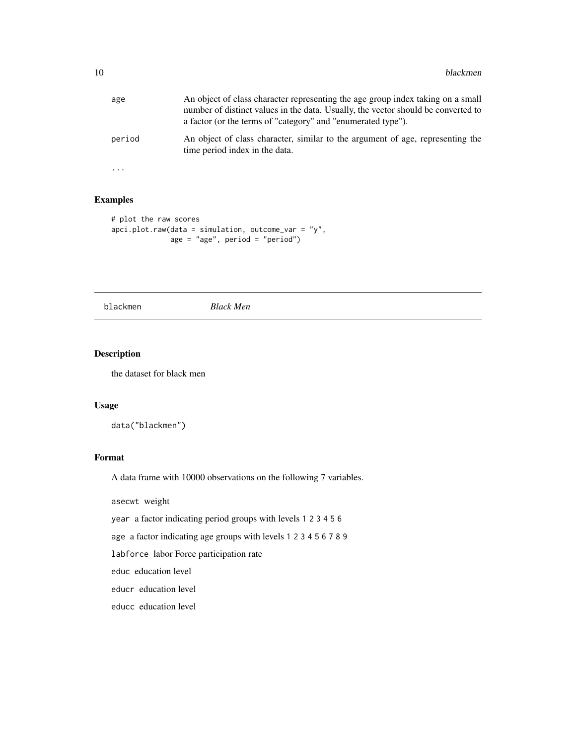age
: An object of class character representing the age group index taking on a small number of distinct values in the data. Usually, the vector should be converted to a factor (or the terms of "category" and "enumerated type").

period
: An object of class character, similar to the argument of age, representing the time period index in the data.

...

## Examples

```
# plot the raw scores
apci.plot.raw(data = simulation, outcome_var = "y",
              age = "age", period = "period")
```

---

# blackmen *Black Men*

---

## Description

the dataset for black men

## Usage

```
data("blackmen")
```

## Format

A data frame with 10000 observations on the following 7 variables.

`asecwt` weight

`year` a factor indicating period groups with levels `1 2 3 4 5 6`

`age` a factor indicating age groups with levels `1 2 3 4 5 6 7 8 9`

`labforce` labor Force participation rate

`educ` education level

`educr` education level

`educc` education level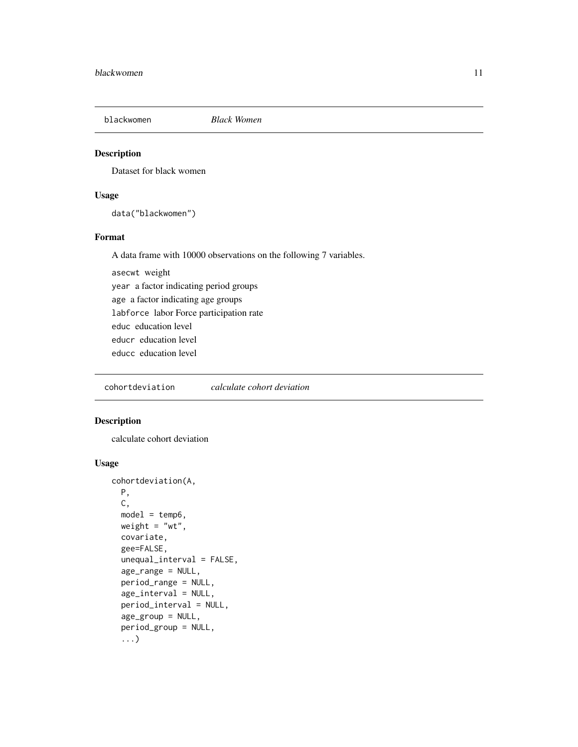## blackwomen *Black Women*

### Description

Dataset for black women

### Usage

```
data("blackwomen")
```

### Format

A data frame with 10000 observations on the following 7 variables.

- `asecwt` weight
- `year` a factor indicating period groups
- `age` a factor indicating age groups
- `labforce` labor Force participation rate
- `educ` education level
- `educr` education level
- `educc` education level

## cohortdeviation *calculate cohort deviation*

### Description

calculate cohort deviation

### Usage

```
cohortdeviation(A,
  P,
  C,
  model = temp6,
  weight = "wt",
  covariate,
  gee=FALSE,
  unequal_interval = FALSE,
  age_range = NULL,
  period_range = NULL,
  age_interval = NULL,
  period_interval = NULL,
  age_group = NULL,
  period_group = NULL,
  ...)
```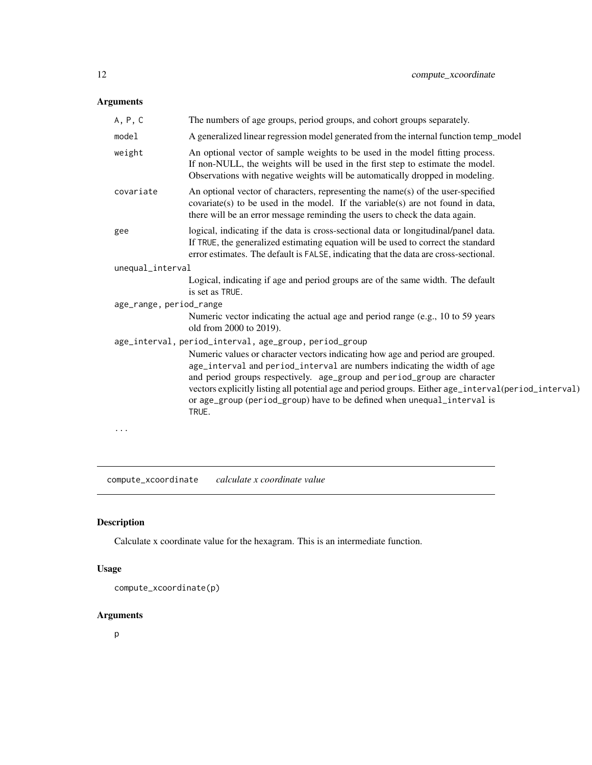## Arguments

| | |
|---|---|
| `A, P, C` | The numbers of age groups, period groups, and cohort groups separately. |
| `model` | A generalized linear regression model generated from the internal function temp_model |
| `weight` | An optional vector of sample weights to be used in the model fitting process. If non-NULL, the weights will be used in the first step to estimate the model. Observations with negative weights will be automatically dropped in modeling. |
| `covariate` | An optional vector of characters, representing the name(s) of the user-specified covariate(s) to be used in the model. If the variable(s) are not found in data, there will be an error message reminding the users to check the data again. |
| `gee` | logical, indicating if the data is cross-sectional data or longitudinal/panel data. If `TRUE`, the generalized estimating equation will be used to correct the standard error estimates. The default is `FALSE`, indicating that the data are cross-sectional. |
| `unequal_interval` | Logical, indicating if age and period groups are of the same width. The default is set as `TRUE`. |
| `age_range, period_range` | Numeric vector indicating the actual age and period range (e.g., 10 to 59 years old from 2000 to 2019). |
| `age_interval, period_interval, age_group, period_group` | Numeric values or character vectors indicating how age and period are grouped. `age_interval` and `period_interval` are numbers indicating the width of age and period groups respectively. `age_group` and `period_group` are character vectors explicitly listing all potential age and period groups. Either `age_interval(period_interval)` or `age_group (period_group)` have to be defined when `unequal_interval` is `TRUE`. |
| `...` | |

---

`compute_xcoordinate` *calculate x coordinate value*

---

## Description

Calculate x coordinate value for the hexagram. This is an intermediate function.

## Usage

```
compute_xcoordinate(p)
```

## Arguments

`p`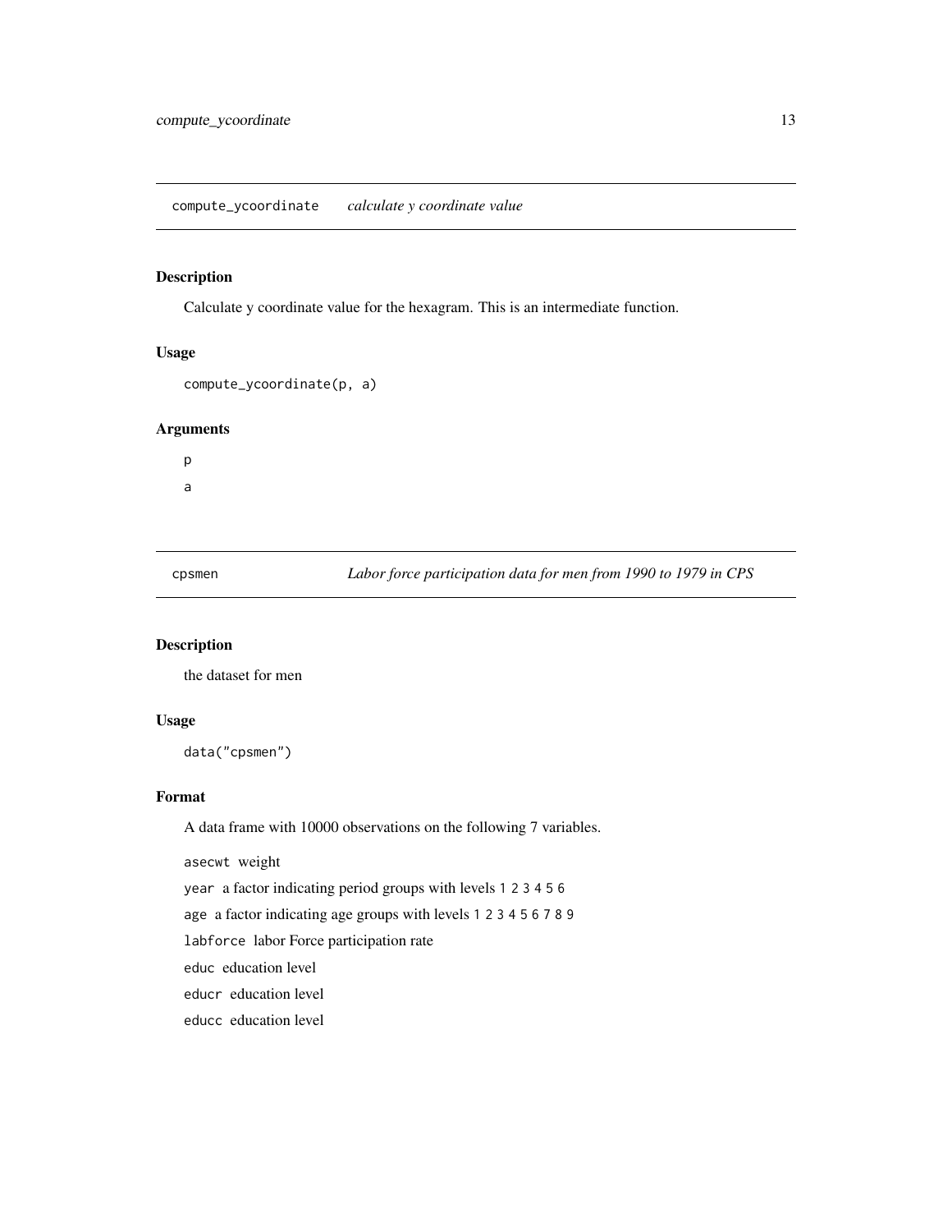## compute_ycoordinate *calculate y coordinate value*

### Description

Calculate y coordinate value for the hexagram. This is an intermediate function.

### Usage

```
compute_ycoordinate(p, a)
```

### Arguments

p

a

## cpsmen *Labor force participation data for men from 1990 to 1979 in CPS*

### Description

the dataset for men

### Usage

```
data("cpsmen")
```

### Format

A data frame with 10000 observations on the following 7 variables.

asecwt weight

year a factor indicating period groups with levels 1 2 3 4 5 6

age a factor indicating age groups with levels 1 2 3 4 5 6 7 8 9

labforce labor Force participation rate

educ education level

educr education level

educc education level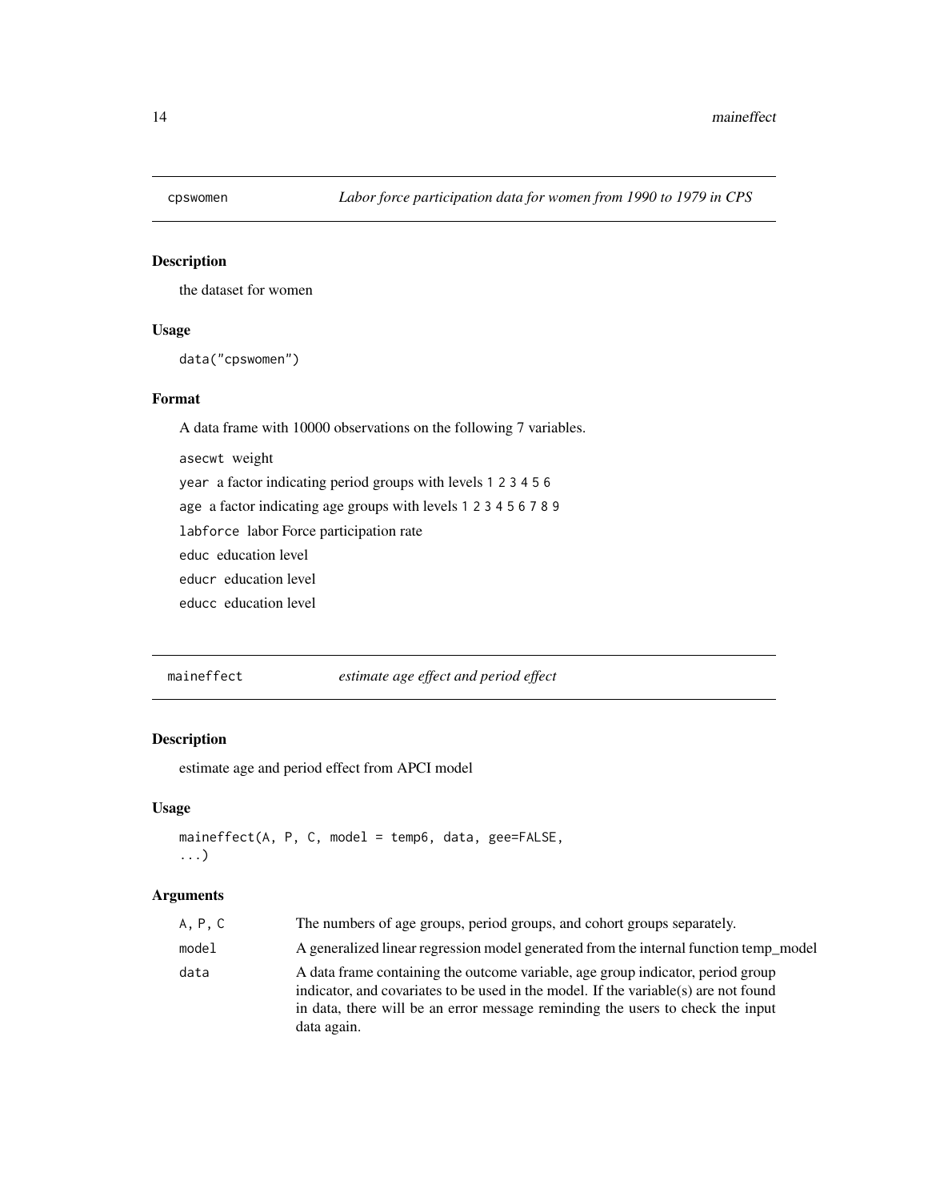## cpswomen — *Labor force participation data for women from 1990 to 1979 in CPS*

### Description

the dataset for women

### Usage

```
data("cpswomen")
```

### Format

A data frame with 10000 observations on the following 7 variables.

- `asecwt` weight
- `year` a factor indicating period groups with levels `1 2 3 4 5 6`
- `age` a factor indicating age groups with levels `1 2 3 4 5 6 7 8 9`
- `labforce` labor Force participation rate
- `educ` education level
- `educr` education level
- `educc` education level

## maineffect — *estimate age effect and period effect*

### Description

estimate age and period effect from APCI model

### Usage

```
maineffect(A, P, C, model = temp6, data, gee=FALSE,
...)
```

### Arguments

| | |
|---|---|
| `A, P, C` | The numbers of age groups, period groups, and cohort groups separately. |
| `model` | A generalized linear regression model generated from the internal function temp_model |
| `data` | A data frame containing the outcome variable, age group indicator, period group indicator, and covariates to be used in the model. If the variable(s) are not found in data, there will be an error message reminding the users to check the input data again. |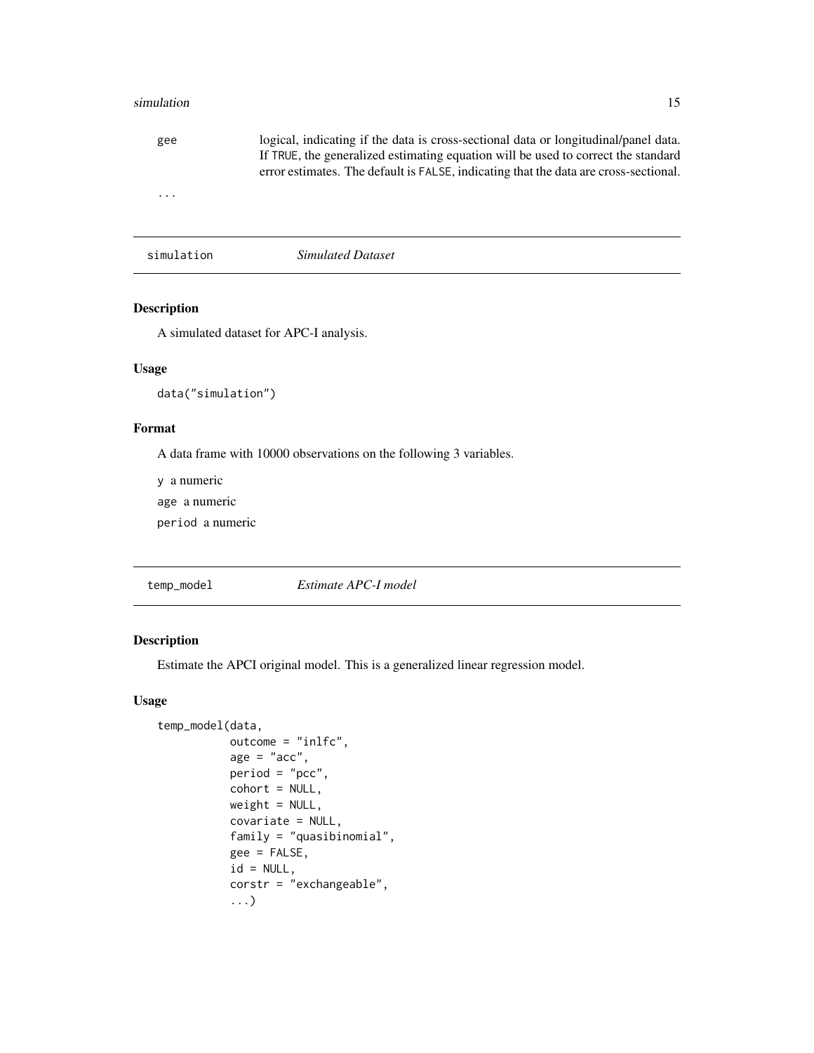| | |
|---|---|
| `gee` | logical, indicating if the data is cross-sectional data or longitudinal/panel data. If `TRUE`, the generalized estimating equation will be used to correct the standard error estimates. The default is `FALSE`, indicating that the data are cross-sectional. |
| `...` | |

## simulation — *Simulated Dataset*

### Description

A simulated dataset for APC-I analysis.

### Usage

```
data("simulation")
```

### Format

A data frame with 10000 observations on the following 3 variables.

`y` a numeric

`age` a numeric

`period` a numeric

## temp_model — *Estimate APC-I model*

### Description

Estimate the APCI original model. This is a generalized linear regression model.

### Usage

```
temp_model(data,
           outcome = "inlfc",
           age = "acc",
           period = "pcc",
           cohort = NULL,
           weight = NULL,
           covariate = NULL,
           family = "quasibinomial",
           gee = FALSE,
           id = NULL,
           corstr = "exchangeable",
           ...)
```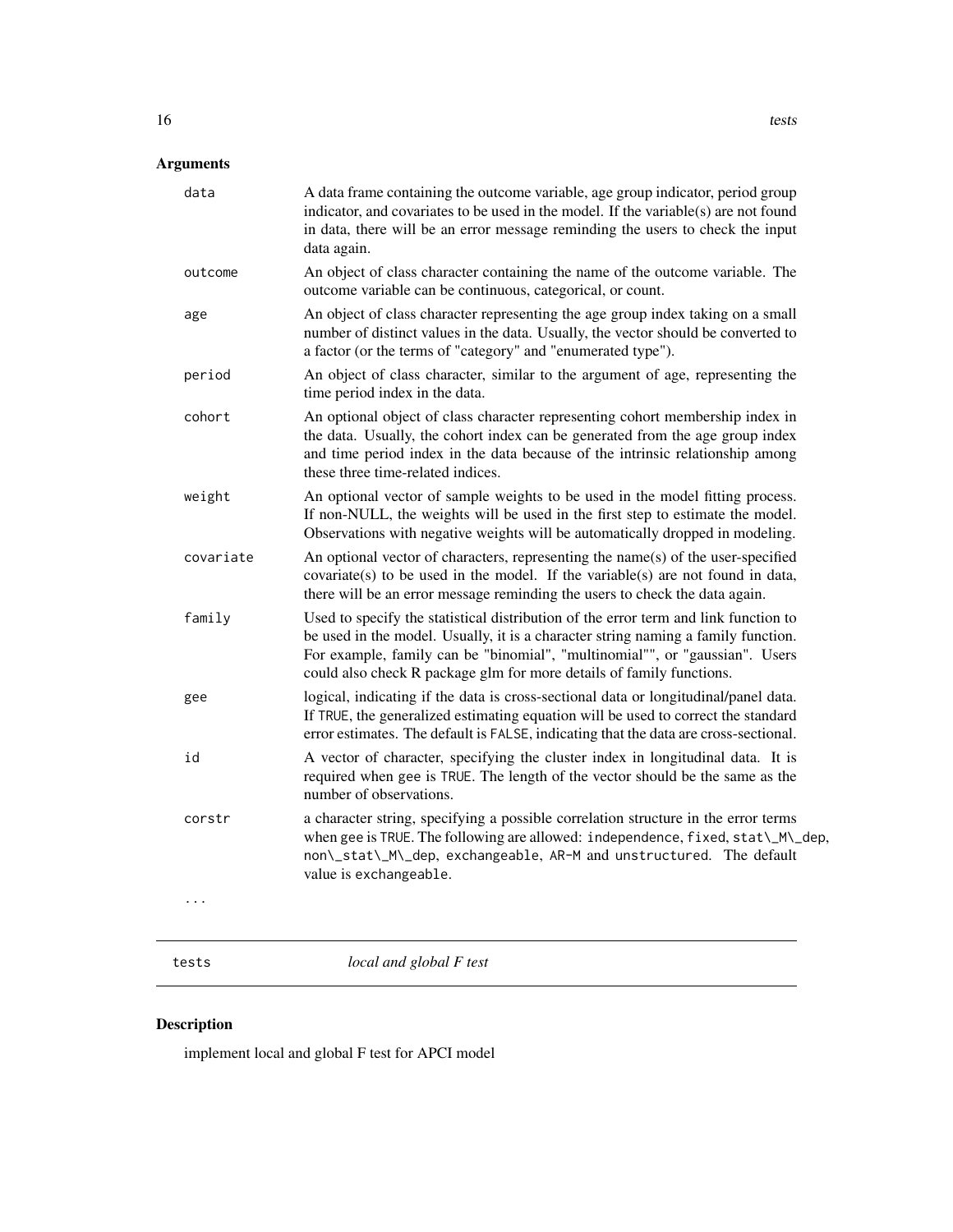## Arguments

| | |
|---|---|
| `data` | A data frame containing the outcome variable, age group indicator, period group indicator, and covariates to be used in the model. If the variable(s) are not found in data, there will be an error message reminding the users to check the input data again. |
| `outcome` | An object of class character containing the name of the outcome variable. The outcome variable can be continuous, categorical, or count. |
| `age` | An object of class character representing the age group index taking on a small number of distinct values in the data. Usually, the vector should be converted to a factor (or the terms of "category" and "enumerated type"). |
| `period` | An object of class character, similar to the argument of age, representing the time period index in the data. |
| `cohort` | An optional object of class character representing cohort membership index in the data. Usually, the cohort index can be generated from the age group index and time period index in the data because of the intrinsic relationship among these three time-related indices. |
| `weight` | An optional vector of sample weights to be used in the model fitting process. If non-NULL, the weights will be used in the first step to estimate the model. Observations with negative weights will be automatically dropped in modeling. |
| `covariate` | An optional vector of characters, representing the name(s) of the user-specified covariate(s) to be used in the model. If the variable(s) are not found in data, there will be an error message reminding the users to check the data again. |
| `family` | Used to specify the statistical distribution of the error term and link function to be used in the model. Usually, it is a character string naming a family function. For example, family can be "binomial", "multinomial"", or "gaussian". Users could also check R package glm for more details of family functions. |
| `gee` | logical, indicating if the data is cross-sectional data or longitudinal/panel data. If `TRUE`, the generalized estimating equation will be used to correct the standard error estimates. The default is `FALSE`, indicating that the data are cross-sectional. |
| `id` | A vector of character, specifying the cluster index in longitudinal data. It is required when gee is `TRUE`. The length of the vector should be the same as the number of observations. |
| `corstr` | a character string, specifying a possible correlation structure in the error terms when gee is `TRUE`. The following are allowed: `independence`, `fixed`, `stat\_M\_dep`, `non\_stat\_M\_dep`, `exchangeable`, `AR-M` and `unstructured`. The default value is `exchangeable`. |
| `...` | |

---

`tests` &nbsp;&nbsp;&nbsp;&nbsp; *local and global F test*

---

## Description

implement local and global F test for APCI model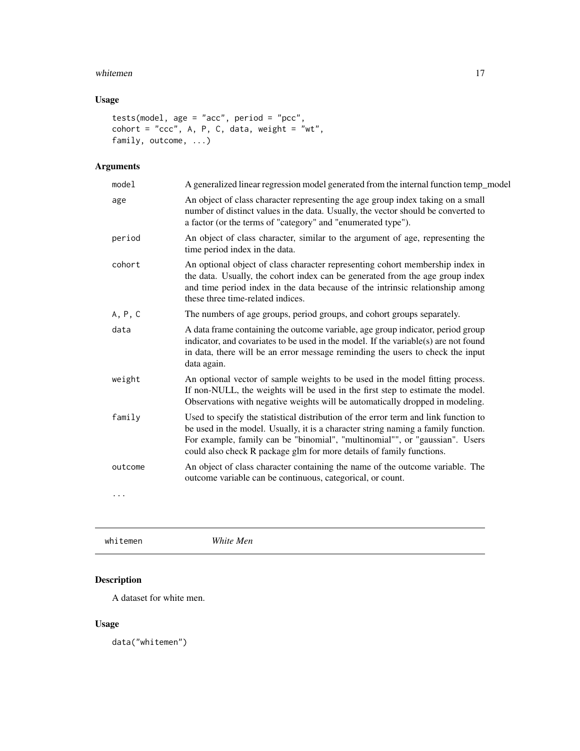## Usage

```
tests(model, age = "acc", period = "pcc",
cohort = "ccc", A, P, C, data, weight = "wt",
family, outcome, ...)
```

## Arguments

| | |
|---|---|
| model | A generalized linear regression model generated from the internal function temp_model |
| age | An object of class character representing the age group index taking on a small number of distinct values in the data. Usually, the vector should be converted to a factor (or the terms of "category" and "enumerated type"). |
| period | An object of class character, similar to the argument of age, representing the time period index in the data. |
| cohort | An optional object of class character representing cohort membership index in the data. Usually, the cohort index can be generated from the age group index and time period index in the data because of the intrinsic relationship among these three time-related indices. |
| A, P, C | The numbers of age groups, period groups, and cohort groups separately. |
| data | A data frame containing the outcome variable, age group indicator, period group indicator, and covariates to be used in the model. If the variable(s) are not found in data, there will be an error message reminding the users to check the input data again. |
| weight | An optional vector of sample weights to be used in the model fitting process. If non-NULL, the weights will be used in the first step to estimate the model. Observations with negative weights will be automatically dropped in modeling. |
| family | Used to specify the statistical distribution of the error term and link function to be used in the model. Usually, it is a character string naming a family function. For example, family can be "binomial", "multinomial"", or "gaussian". Users could also check R package glm for more details of family functions. |
| outcome | An object of class character containing the name of the outcome variable. The outcome variable can be continuous, categorical, or count. |
| ... | |

---

# whitemen — *White Men*

## Description

A dataset for white men.

## Usage

```
data("whitemen")
```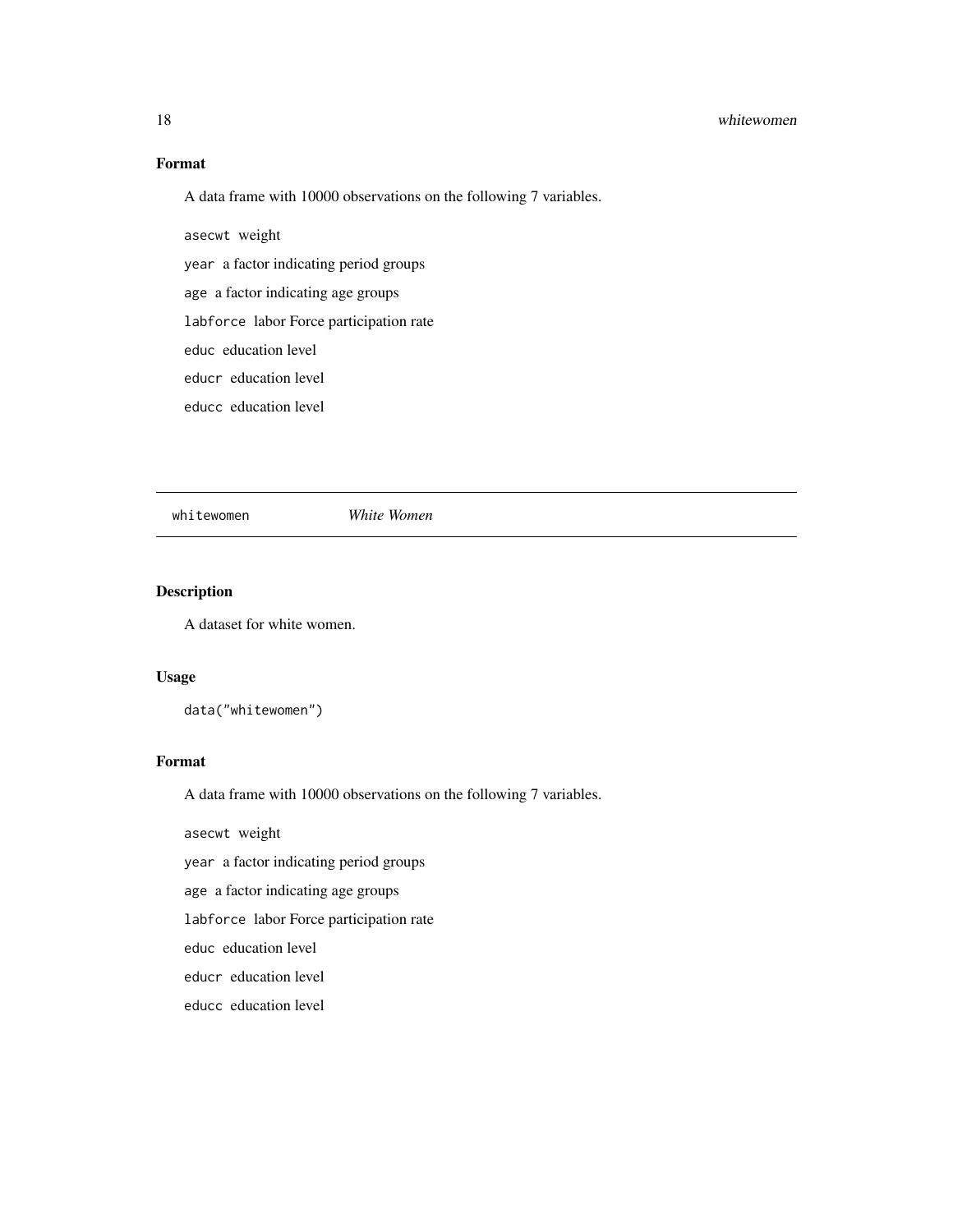## Format

A data frame with 10000 observations on the following 7 variables.

`asecwt` weight

`year` a factor indicating period groups

`age` a factor indicating age groups

`labforce` labor Force participation rate

`educ` education level

`educr` education level

`educc` education level

---

`whitewomen` *White Women*

---

## Description

A dataset for white women.

## Usage

```
data("whitewomen")
```

## Format

A data frame with 10000 observations on the following 7 variables.

`asecwt` weight

`year` a factor indicating period groups

`age` a factor indicating age groups

`labforce` labor Force participation rate

`educ` education level

`educr` education level

`educc` education level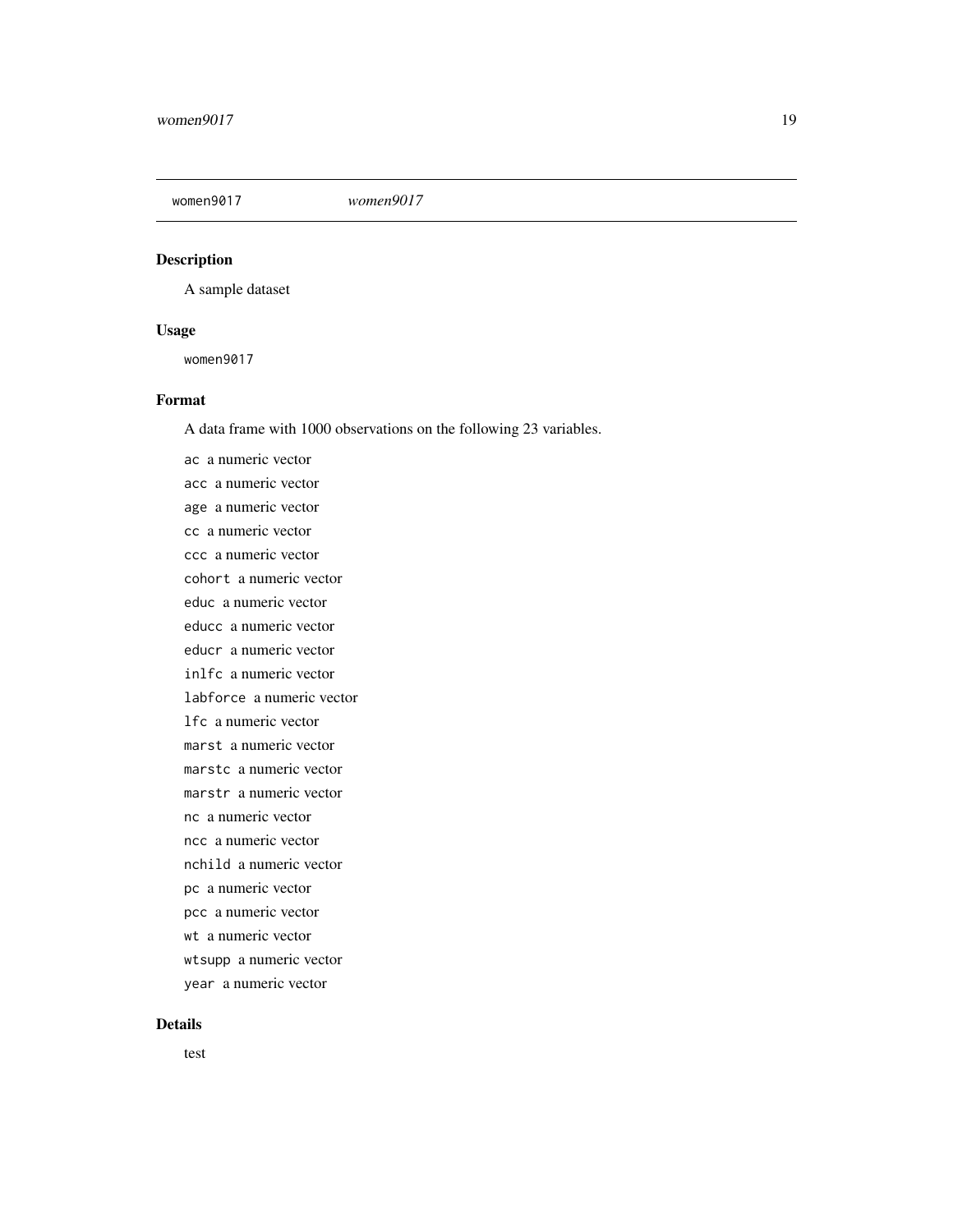women9017 *women9017*

## Description

A sample dataset

## Usage

```
women9017
```

## Format

A data frame with 1000 observations on the following 23 variables.

- `ac` a numeric vector
- `acc` a numeric vector
- `age` a numeric vector
- `cc` a numeric vector
- `ccc` a numeric vector
- `cohort` a numeric vector
- `educ` a numeric vector
- `educc` a numeric vector
- `educr` a numeric vector
- `inlfc` a numeric vector
- `labforce` a numeric vector
- `lfc` a numeric vector
- `marst` a numeric vector
- `marstc` a numeric vector
- `marstr` a numeric vector
- `nc` a numeric vector
- `ncc` a numeric vector
- `nchild` a numeric vector
- `pc` a numeric vector
- `pcc` a numeric vector
- `wt` a numeric vector
- `wtsupp` a numeric vector
- `year` a numeric vector

## Details

test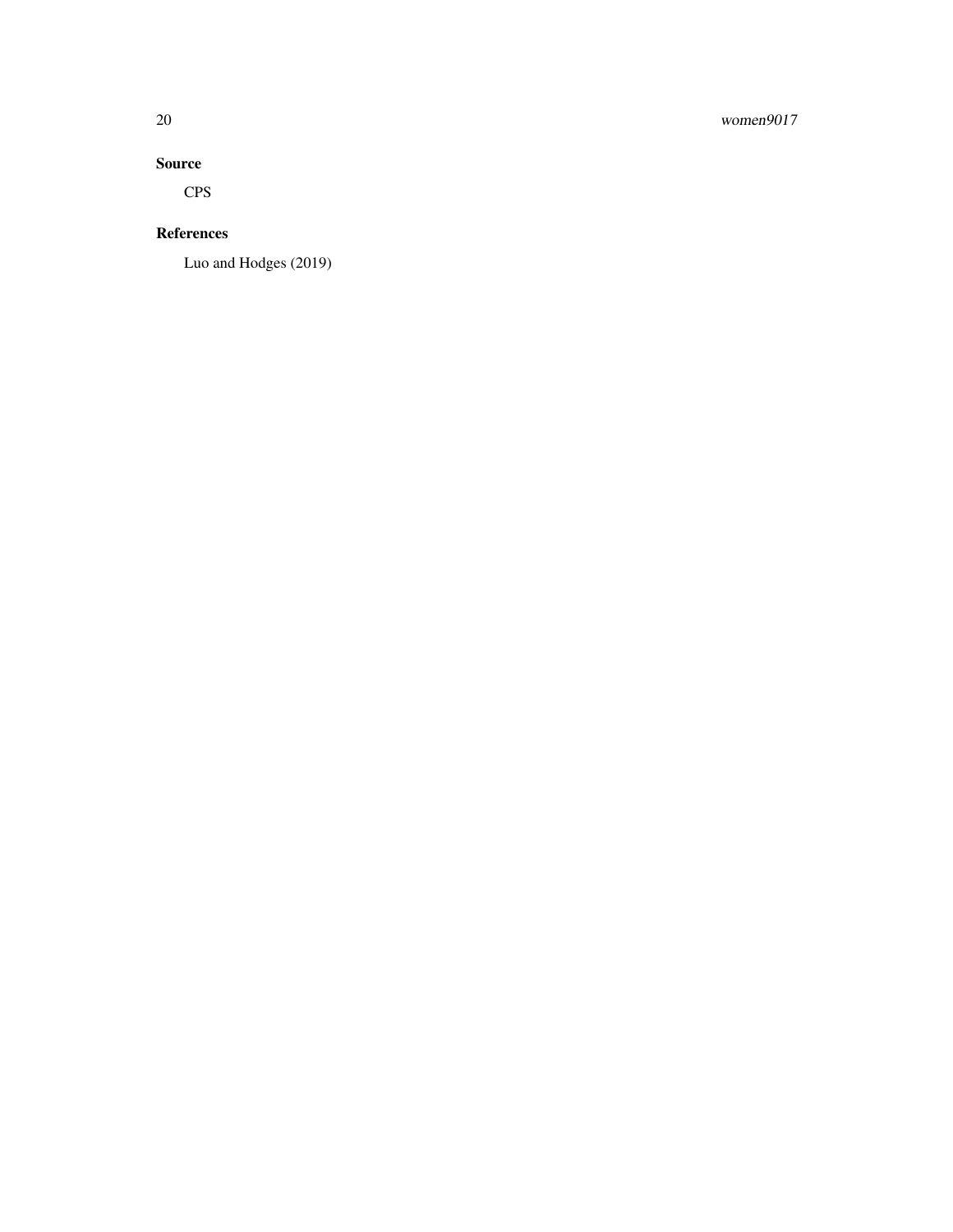### Source

CPS

### References

Luo and Hodges (2019)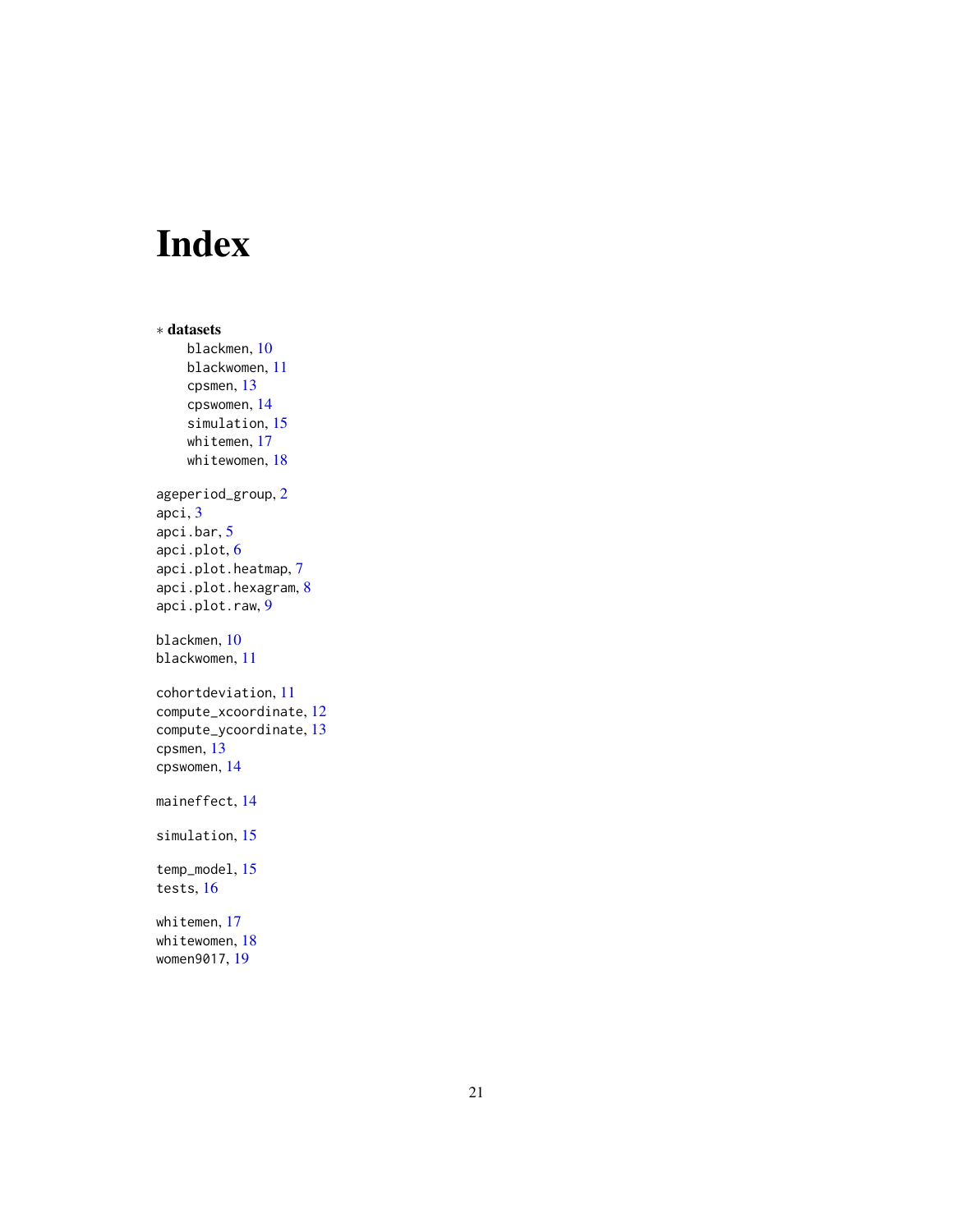# Index

∗ **datasets**

- blackmen, 10
- blackwomen, 11
- cpsmen, 13
- cpswomen, 14
- simulation, 15
- whitemen, 17
- whitewomen, 18

ageperiod_group, 2
apci, 3
apci.bar, 5
apci.plot, 6
apci.plot.heatmap, 7
apci.plot.hexagram, 8
apci.plot.raw, 9

blackmen, 10
blackwomen, 11

cohortdeviation, 11
compute_xcoordinate, 12
compute_ycoordinate, 13
cpsmen, 13
cpswomen, 14

maineffect, 14

simulation, 15

temp_model, 15
tests, 16

whitemen, 17
whitewomen, 18
women9017, 19